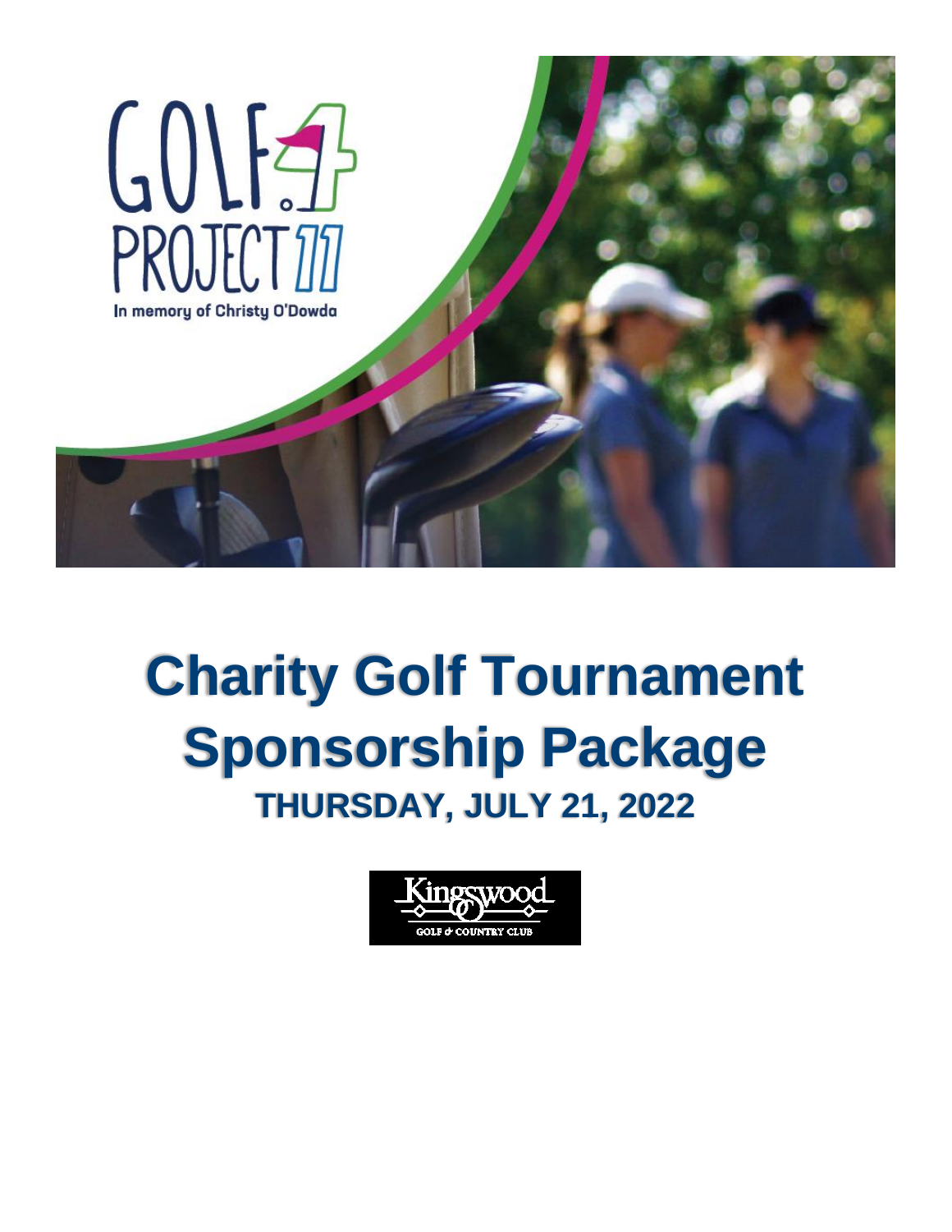GOLF 4 PROJECT 11

In memory of Christy O'Dowda

# Charity Golf Tournament Sponsorship Package

## THURSDAY, JULY 21, 2022

Kingswood

GOLF & COUNTRY CLUB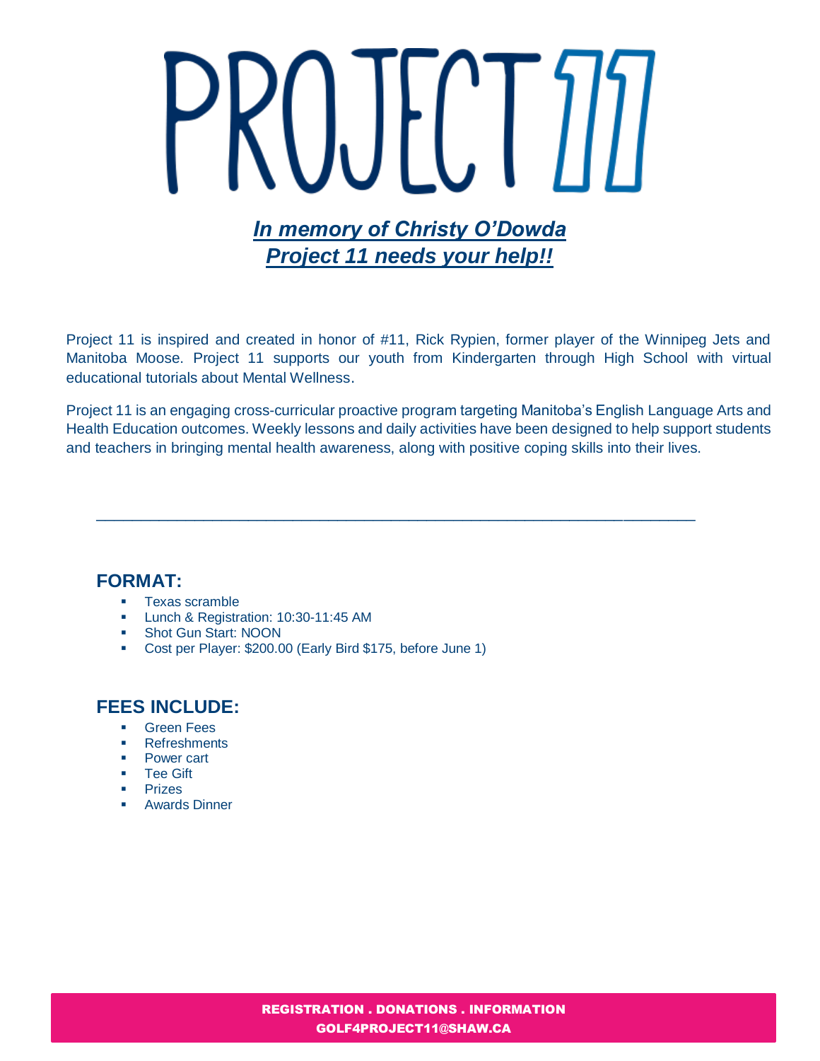# PROJECT 11

***In memory of Christy O'Dowda***
***Project 11 needs your help!!***

Project 11 is inspired and created in honor of #11, Rick Rypien, former player of the Winnipeg Jets and Manitoba Moose. Project 11 supports our youth from Kindergarten through High School with virtual educational tutorials about Mental Wellness.

Project 11 is an engaging cross-curricular proactive program targeting Manitoba's English Language Arts and Health Education outcomes. Weekly lessons and daily activities have been designed to help support students and teachers in bringing mental health awareness, along with positive coping skills into their lives.

---

## FORMAT:

- Texas scramble
- Lunch & Registration: 10:30-11:45 AM
- Shot Gun Start: NOON
- Cost per Player: $200.00 (Early Bird $175, before June 1)

## FEES INCLUDE:

- Green Fees
- Refreshments
- Power cart
- Tee Gift
- Prizes
- Awards Dinner

**REGISTRATION . DONATIONS . INFORMATION**
**GOLF4PROJECT11@SHAW.CA**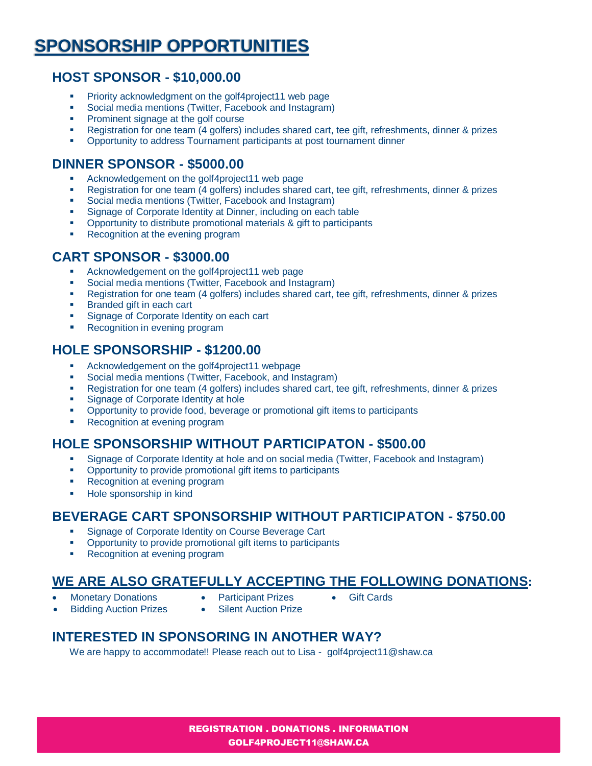# SPONSORSHIP OPPORTUNITIES

## HOST SPONSOR - $10,000.00

- Priority acknowledgment on the golf4project11 web page
- Social media mentions (Twitter, Facebook and Instagram)
- Prominent signage at the golf course
- Registration for one team (4 golfers) includes shared cart, tee gift, refreshments, dinner & prizes
- Opportunity to address Tournament participants at post tournament dinner

## DINNER SPONSOR - $5000.00

- Acknowledgement on the golf4project11 web page
- Registration for one team (4 golfers) includes shared cart, tee gift, refreshments, dinner & prizes
- Social media mentions (Twitter, Facebook and Instagram)
- Signage of Corporate Identity at Dinner, including on each table
- Opportunity to distribute promotional materials & gift to participants
- Recognition at the evening program

## CART SPONSOR - $3000.00

- Acknowledgement on the golf4project11 web page
- Social media mentions (Twitter, Facebook and Instagram)
- Registration for one team (4 golfers) includes shared cart, tee gift, refreshments, dinner & prizes
- Branded gift in each cart
- Signage of Corporate Identity on each cart
- Recognition in evening program

## HOLE SPONSORSHIP - $1200.00

- Acknowledgement on the golf4project11 webpage
- Social media mentions (Twitter, Facebook, and Instagram)
- Registration for one team (4 golfers) includes shared cart, tee gift, refreshments, dinner & prizes
- Signage of Corporate Identity at hole
- Opportunity to provide food, beverage or promotional gift items to participants
- Recognition at evening program

## HOLE SPONSORSHIP WITHOUT PARTICIPATON - $500.00

- Signage of Corporate Identity at hole and on social media (Twitter, Facebook and Instagram)
- Opportunity to provide promotional gift items to participants
- Recognition at evening program
- Hole sponsorship in kind

## BEVERAGE CART SPONSORSHIP WITHOUT PARTICIPATON - $750.00

- Signage of Corporate Identity on Course Beverage Cart
- Opportunity to provide promotional gift items to participants
- Recognition at evening program

## WE ARE ALSO GRATEFULLY ACCEPTING THE FOLLOWING DONATIONS:

- Monetary Donations
- Bidding Auction Prizes
- Participant Prizes
- Silent Auction Prize
- Gift Cards

## INTERESTED IN SPONSORING IN ANOTHER WAY?

We are happy to accommodate!! Please reach out to Lisa - golf4project11@shaw.ca

REGISTRATION . DONATIONS . INFORMATION
GOLF4PROJECT11@SHAW.CA